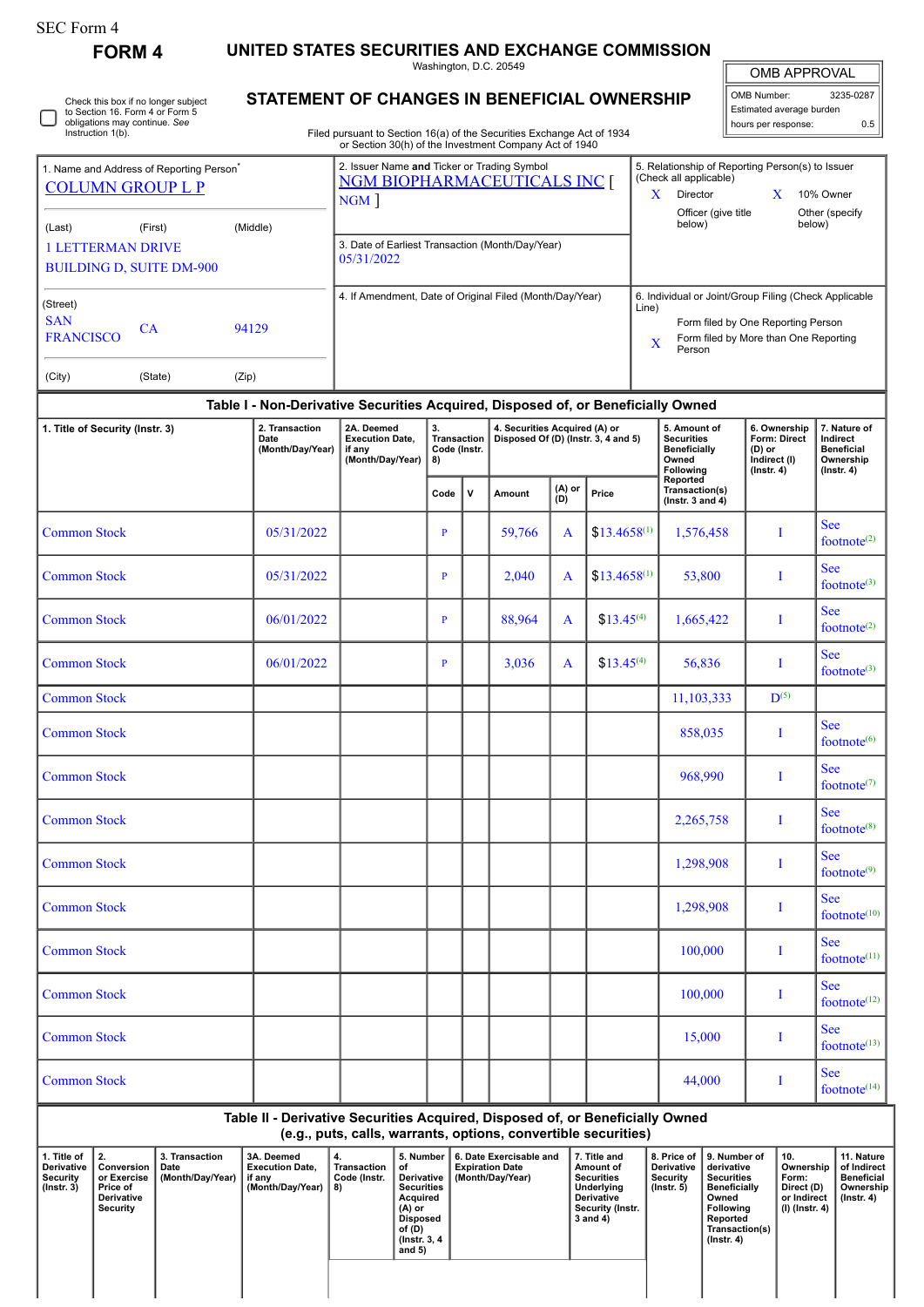SEC Form 4

**FORM 4**

# UNITED STATES SECURITIES AND EXCHANGE COMMISSION

Washington, D.C. 20549

## STATEMENT OF CHANGES IN BENEFICIAL OWNERSHIP

Filed pursuant to Section 16(a) of the Securities Exchange Act of 1934 or Section 30(h) of the Investment Company Act of 1940

| OMB APPROVAL | |
|---|---|
| OMB Number: | 3235-0287 |
| Estimated average burden | |
| hours per response: | 0.5 |

☐ Check this box if no longer subject to Section 16. Form 4 or Form 5 obligations may continue. *See* Instruction 1(b).

1. Name and Address of Reporting Person*
COLUMN GROUP L P

(Last) (First) (Middle)
1 LETTERMAN DRIVE
BUILDING D, SUITE DM-900

(Street)
SAN FRANCISCO CA 94129

(City) (State) (Zip)

2. Issuer Name **and** Ticker or Trading Symbol
NGM BIOPHARMACEUTICALS INC [ NGM ]

3. Date of Earliest Transaction (Month/Day/Year)
05/31/2022

4. If Amendment, Date of Original Filed (Month/Day/Year)

5. Relationship of Reporting Person(s) to Issuer (Check all applicable)
X Director
X 10% Owner
Officer (give title below)
Other (specify below)

6. Individual or Joint/Group Filing (Check Applicable Line)
Form filed by One Reporting Person
X Form filed by More than One Reporting Person

### Table I - Non-Derivative Securities Acquired, Disposed of, or Beneficially Owned

| 1. Title of Security (Instr. 3) | 2. Transaction Date (Month/Day/Year) | 2A. Deemed Execution Date, if any (Month/Day/Year) | 3. Transaction Code (Instr. 8) | | 4. Securities Acquired (A) or Disposed Of (D) (Instr. 3, 4 and 5) | | | 5. Amount of Securities Beneficially Owned Following Reported Transaction(s) (Instr. 3 and 4) | 6. Ownership Form: Direct (D) or Indirect (I) (Instr. 4) | 7. Nature of Indirect Beneficial Ownership (Instr. 4) |
|---|---|---|---|---|---|---|---|---|---|---|
| | | | Code | V | Amount | (A) or (D) | Price | | | |
| Common Stock | 05/31/2022 | | P | | 59,766 | A | $13.4658[1] | 1,576,458 | I | See footnote[2] |
| Common Stock | 05/31/2022 | | P | | 2,040 | A | $13.4658[1] | 53,800 | I | See footnote[3] |
| Common Stock | 06/01/2022 | | P | | 88,964 | A | $13.45[4] | 1,665,422 | I | See footnote[2] |
| Common Stock | 06/01/2022 | | P | | 3,036 | A | $13.45[4] | 56,836 | I | See footnote[3] |
| Common Stock | | | | | | | | 11,103,333 | D[5] | |
| Common Stock | | | | | | | | 858,035 | I | See footnote[6] |
| Common Stock | | | | | | | | 968,990 | I | See footnote[7] |
| Common Stock | | | | | | | | 2,265,758 | I | See footnote[8] |
| Common Stock | | | | | | | | 1,298,908 | I | See footnote[9] |
| Common Stock | | | | | | | | 1,298,908 | I | See footnote[10] |
| Common Stock | | | | | | | | 100,000 | I | See footnote[11] |
| Common Stock | | | | | | | | 100,000 | I | See footnote[12] |
| Common Stock | | | | | | | | 15,000 | I | See footnote[13] |
| Common Stock | | | | | | | | 44,000 | I | See footnote[14] |

### Table II - Derivative Securities Acquired, Disposed of, or Beneficially Owned (e.g., puts, calls, warrants, options, convertible securities)

| 1. Title of Derivative Security (Instr. 3) | 2. Conversion or Exercise Price of Derivative Security | 3. Transaction Date (Month/Day/Year) | 3A. Deemed Execution Date, if any (Month/Day/Year) | 4. Transaction Code (Instr. 8) | 5. Number of Derivative Securities Acquired (A) or Disposed of (D) (Instr. 3, 4 and 5) | 6. Date Exercisable and Expiration Date (Month/Day/Year) | 7. Title and Amount of Securities Underlying Derivative Security (Instr. 3 and 4) | 8. Price of Derivative Security (Instr. 5) | 9. Number of derivative Securities Beneficially Owned Following Reported Transaction(s) (Instr. 4) | 10. Ownership Form: Direct (D) or Indirect (I) (Instr. 4) | 11. Nature of Indirect Beneficial Ownership (Instr. 4) |
|---|---|---|---|---|---|---|---|---|---|---|---|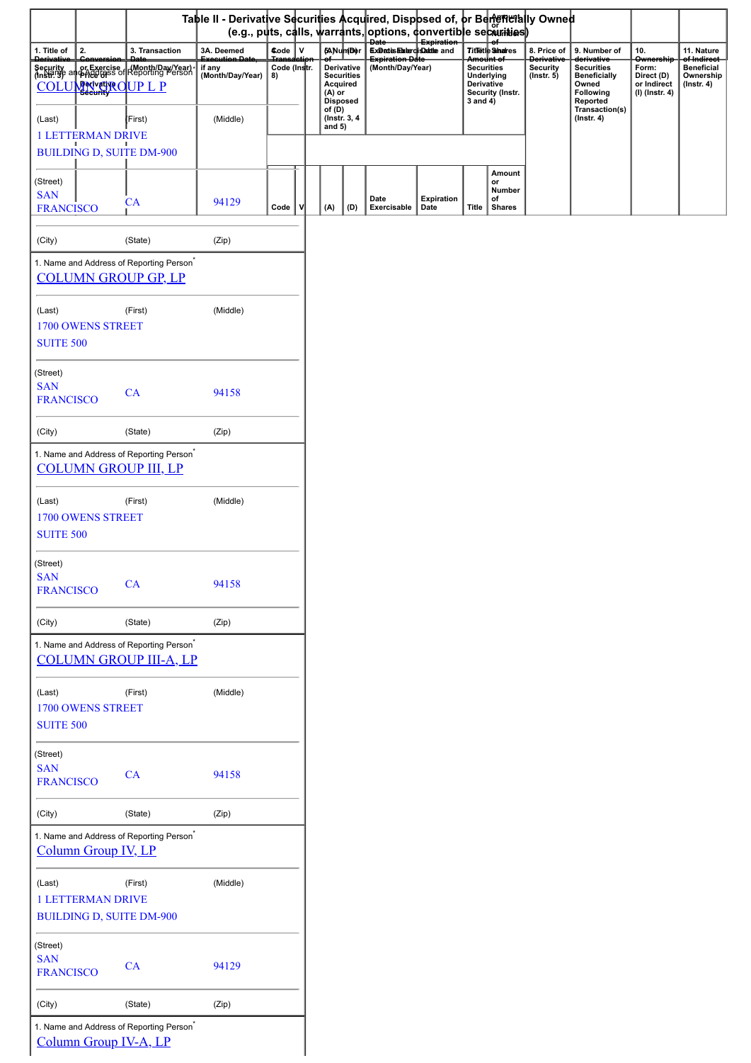## Table II - Derivative Securities Acquired, Disposed of, or Beneficially Owned
(e.g., puts, calls, warrants, options, convertible securities)

| 1. Title of Derivative Security (Instr. 3) | 2. Conversion or Exercise Price of Derivative Security | 3. Transaction Date (Month/Day/Year) | 3A. Deemed Execution Date, if any (Month/Day/Year) | 4. Transaction Code (Instr. 8) | | 5. Number of Derivative Securities Acquired (A) or Disposed of (D) (Instr. 3, 4 and 5) | | 6. Date Exercisable and Expiration Date (Month/Day/Year) | | 7. Title and Amount of Securities Underlying Derivative Security (Instr. 3 and 4) | | 8. Price of Derivative Security (Instr. 5) | 9. Number of derivative Securities Beneficially Owned Following Reported Transaction(s) (Instr. 4) | 10. Ownership Form: Direct (D) or Indirect (I) (Instr. 4) | 11. Nature of Indirect Beneficial Ownership (Instr. 4) |
|---|---|---|---|---|---|---|---|---|---|---|---|---|---|---|---|
| | | | | Code | V | (A) | (D) | Date Exercisable | Expiration Date | Title | Amount or Number of Shares | | | | |

1. Name and Address of Reporting Person*
COLUMN GROUP L P

| (Last) | (First) | (Middle) |
|---|---|---|
| 1 LETTERMAN DRIVE<br>BUILDING D, SUITE DM-900 | | |
| (Street) | | |
| SAN FRANCISCO | CA | 94129 |
| (City) | (State) | (Zip) |

1. Name and Address of Reporting Person*
COLUMN GROUP GP, LP

| (Last) | (First) | (Middle) |
|---|---|---|
| 1700 OWENS STREET<br>SUITE 500 | | |
| (Street) | | |
| SAN FRANCISCO | CA | 94158 |
| (City) | (State) | (Zip) |

1. Name and Address of Reporting Person*
COLUMN GROUP III, LP

| (Last) | (First) | (Middle) |
|---|---|---|
| 1700 OWENS STREET<br>SUITE 500 | | |
| (Street) | | |
| SAN FRANCISCO | CA | 94158 |
| (City) | (State) | (Zip) |

1. Name and Address of Reporting Person*
COLUMN GROUP III-A, LP

| (Last) | (First) | (Middle) |
|---|---|---|
| 1700 OWENS STREET<br>SUITE 500 | | |
| (Street) | | |
| SAN FRANCISCO | CA | 94158 |
| (City) | (State) | (Zip) |

1. Name and Address of Reporting Person*
Column Group IV, LP

| (Last) | (First) | (Middle) |
|---|---|---|
| 1 LETTERMAN DRIVE<br>BUILDING D, SUITE DM-900 | | |
| (Street) | | |
| SAN FRANCISCO | CA | 94129 |
| (City) | (State) | (Zip) |

1. Name and Address of Reporting Person*
Column Group IV-A, LP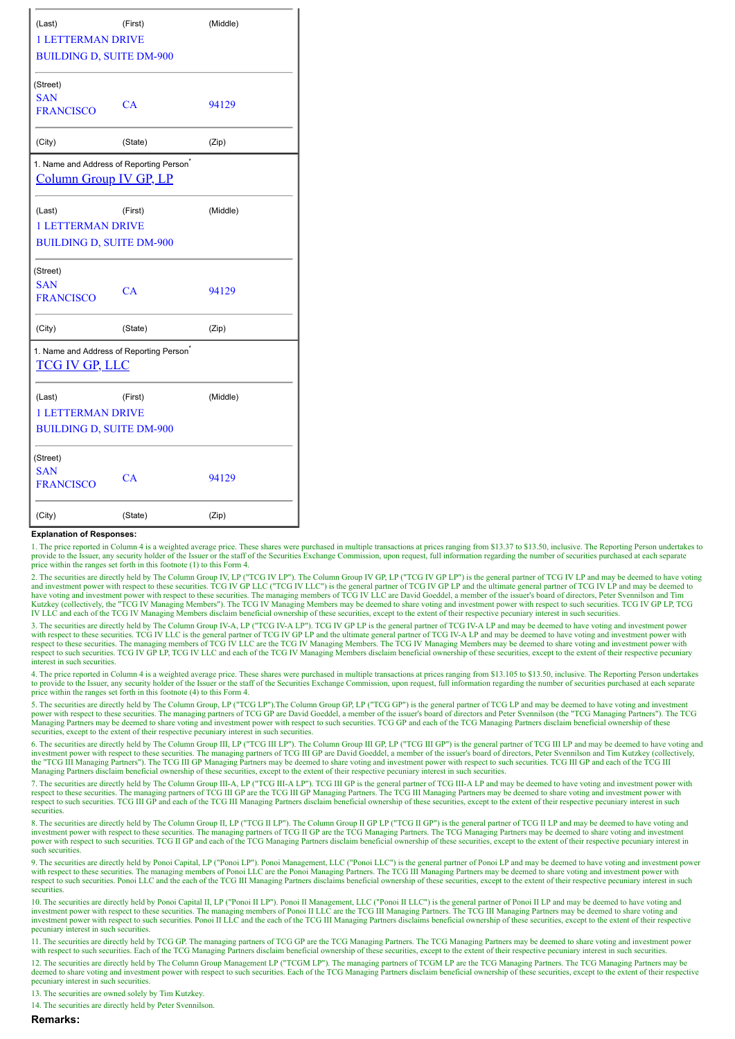| (Last) | (First) | (Middle) |
|---|---|---|
| 1 LETTERMAN DRIVE BUILDING D, SUITE DM-900 | | |
| (Street) | | |
| SAN FRANCISCO | CA | 94129 |
| (City) | (State) | (Zip) |

1. Name and Address of Reporting Person*

Column Group IV GP, LP

| (Last) | (First) | (Middle) |
|---|---|---|
| 1 LETTERMAN DRIVE BUILDING D, SUITE DM-900 | | |
| (Street) | | |
| SAN FRANCISCO | CA | 94129 |
| (City) | (State) | (Zip) |

1. Name and Address of Reporting Person*

TCG IV GP, LLC

| (Last) | (First) | (Middle) |
|---|---|---|
| 1 LETTERMAN DRIVE BUILDING D, SUITE DM-900 | | |
| (Street) | | |
| SAN FRANCISCO | CA | 94129 |
| (City) | (State) | (Zip) |

**Explanation of Responses:**

1. The price reported in Column 4 is a weighted average price. These shares were purchased in multiple transactions at prices ranging from $13.37 to $13.50, inclusive. The Reporting Person undertakes to provide to the Issuer, any security holder of the Issuer or the staff of the Securities Exchange Commission, upon request, full information regarding the number of securities purchased at each separate price within the ranges set forth in this footnote (1) to this Form 4.

2. The securities are directly held by The Column Group IV, LP ("TCG IV LP"). The Column Group IV GP, LP ("TCG IV GP LP") is the general partner of TCG IV LP and may be deemed to have voting and investment power with respect to these securities. TCG IV GP LLC ("TCG IV LLC") is the general partner of TCG IV GP LP and the ultimate general partner of TCG IV LP and may be deemed to have voting and investment power with respect to these securities. The managing members of TCG IV LLC are David Goeddel, a member of the issuer's board of directors, Peter Svennilson and Tim Kutzkey (collectively, the "TCG IV Managing Members"). The TCG IV Managing Members may be deemed to share voting and investment power with respect to such securities. TCG IV GP LP, TCG IV LLC and each of the TCG IV Managing Members disclaim beneficial ownership of these securities, except to the extent of their respective pecuniary interest in such securities.

3. The securities are directly held by The Column Group IV-A, LP ("TCG IV-A LP"). TCG IV GP LP is the general partner of TCG IV-A LP and may be deemed to have voting and investment power with respect to these securities. TCG IV LLC is the general partner of TCG IV GP LP and the ultimate general partner of TCG IV-A LP and may be deemed to have voting and investment power with respect to these securities. The managing members of TCG IV LLC are the TCG IV Managing Members. The TCG IV Managing Members may be deemed to share voting and investment power with respect to such securities. TCG IV GP LP, TCG IV LLC and each of the TCG IV Managing Members disclaim beneficial ownership of these securities, except to the extent of their respective pecuniary interest in such securities.

4. The price reported in Column 4 is a weighted average price. These shares were purchased in multiple transactions at prices ranging from $13.105 to $13.50, inclusive. The Reporting Person undertakes to provide to the Issuer, any security holder of the Issuer or the staff of the Securities Exchange Commission, upon request, full information regarding the number of securities purchased at each separate price within the ranges set forth in this footnote (4) to this Form 4.

5. The securities are directly held by The Column Group, LP ("TCG LP").The Column Group GP, LP ("TCG GP") is the general partner of TCG LP and may be deemed to have voting and investment power with respect to these securities. The managing partners of TCG GP are David Goeddel, a member of the issuer's board of directors and Peter Svennilson (the "TCG Managing Partners"). The TCG Managing Partners may be deemed to share voting and investment power with respect to such securities. TCG GP and each of the TCG Managing Partners disclaim beneficial ownership of these securities, except to the extent of their respective pecuniary interest in such securities.

6. The securities are directly held by The Column Group III, LP ("TCG III LP"). The Column Group III GP, LP ("TCG III GP") is the general partner of TCG III LP and may be deemed to have voting and investment power with respect to these securities. The managing partners of TCG III GP are David Goeddel, a member of the issuer's board of directors, Peter Svennilson and Tim Kutzkey (collectively, the "TCG III Managing Partners"). The TCG III GP Managing Partners may be deemed to share voting and investment power with respect to such securities. TCG III GP and each of the TCG III Managing Partners disclaim beneficial ownership of these securities, except to the extent of their respective pecuniary interest in such securities.

7. The securities are directly held by The Column Group III-A, LP ("TCG III-A LP"). TCG III GP is the general partner of TCG III-A LP and may be deemed to have voting and investment power with respect to these securities. The managing partners of TCG III GP are the TCG III GP Managing Partners. The TCG III Managing Partners may be deemed to share voting and investment power with respect to such securities. TCG III GP and each of the TCG III Managing Partners disclaim beneficial ownership of these securities, except to the extent of their respective pecuniary interest in such securities.

8. The securities are directly held by The Column Group II, LP ("TCG II LP"). The Column Group II GP LP ("TCG II GP") is the general partner of TCG II LP and may be deemed to have voting and investment power with respect to these securities. The managing partners of TCG II GP are the TCG Managing Partners. The TCG Managing Partners may be deemed to share voting and investment power with respect to such securities. TCG II GP and each of the TCG Managing Partners disclaim beneficial ownership of these securities, except to the extent of their respective pecuniary interest in such securities.

9. The securities are directly held by Ponoi Capital, LP ("Ponoi LP"). Ponoi Management, LLC ("Ponoi LLC") is the general partner of Ponoi LP and may be deemed to have voting and investment power with respect to these securities. The managing members of Ponoi LLC are the Ponoi Managing Partners. The TCG III Managing Partners may be deemed to share voting and investment power with respect to such securities. Ponoi LLC and the each of the TCG III Managing Partners disclaims beneficial ownership of these securities, except to the extent of their respective pecuniary interest in such securities.

10. The securities are directly held by Ponoi Capital II, LP ("Ponoi II LP"). Ponoi II Management, LLC ("Ponoi II LLC") is the general partner of Ponoi II LP and may be deemed to have voting and investment power with respect to these securities. The managing members of Ponoi II LLC are the TCG III Managing Partners. The TCG III Managing Partners may be deemed to share voting and investment power with respect to such securities. Ponoi II LLC and the each of the TCG III Managing Partners disclaims beneficial ownership of these securities, except to the extent of their respective pecuniary interest in such securities.

11. The securities are directly held by TCG GP. The managing partners of TCG GP are the TCG Managing Partners. The TCG Managing Partners may be deemed to share voting and investment power with respect to such securities. Each of the TCG Managing Partners disclaim beneficial ownership of these securities, except to the extent of their respective pecuniary interest in such securities.

12. The securities are directly held by The Column Group Management LP ("TCGM LP"). The managing partners of TCGM LP are the TCG Managing Partners. The TCG Managing Partners may be deemed to share voting and investment power with respect to such securities. Each of the TCG Managing Partners disclaim beneficial ownership of these securities, except to the extent of their respective pecuniary interest in such securities.

13. The securities are owned solely by Tim Kutzkey.

14. The securities are directly held by Peter Svennilson.

**Remarks:**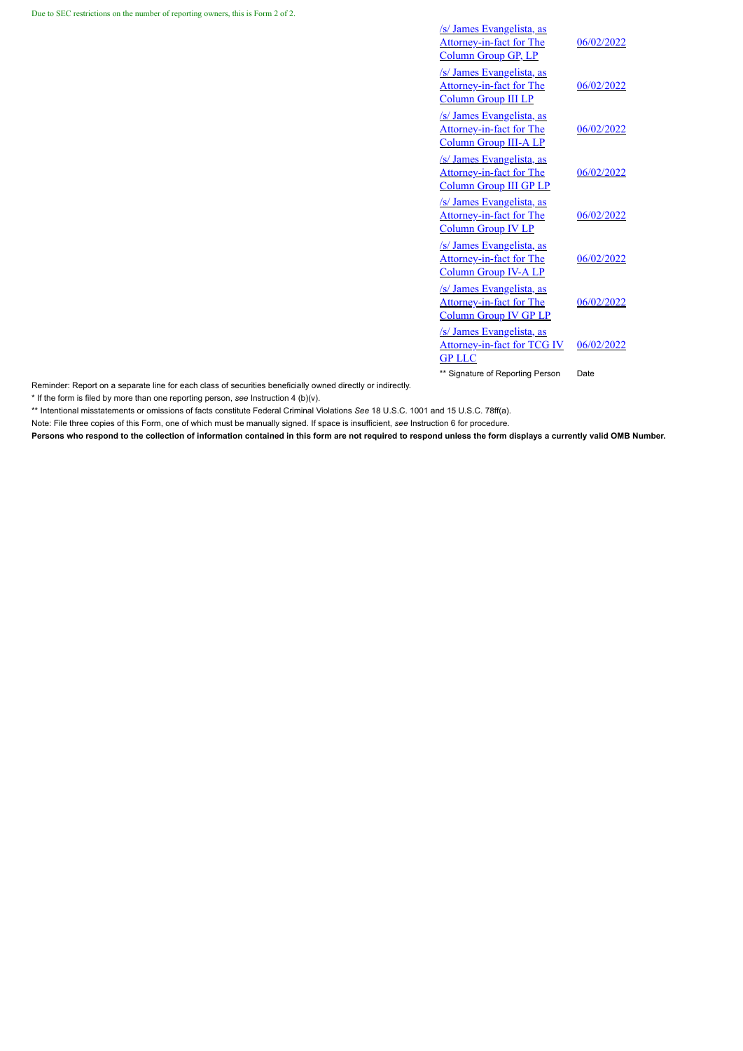Due to SEC restrictions on the number of reporting owners, this is Form 2 of 2.

| | |
|---|---|
| /s/ James Evangelista, as Attorney-in-fact for The Column Group GP, LP | 06/02/2022 |
| /s/ James Evangelista, as Attorney-in-fact for The Column Group III LP | 06/02/2022 |
| /s/ James Evangelista, as Attorney-in-fact for The Column Group III-A LP | 06/02/2022 |
| /s/ James Evangelista, as Attorney-in-fact for The Column Group III GP LP | 06/02/2022 |
| /s/ James Evangelista, as Attorney-in-fact for The Column Group IV LP | 06/02/2022 |
| /s/ James Evangelista, as Attorney-in-fact for The Column Group IV-A LP | 06/02/2022 |
| /s/ James Evangelista, as Attorney-in-fact for The Column Group IV GP LP | 06/02/2022 |
| /s/ James Evangelista, as Attorney-in-fact for TCG IV GP LLC | 06/02/2022 |
| ** Signature of Reporting Person | Date |

Reminder: Report on a separate line for each class of securities beneficially owned directly or indirectly.

* If the form is filed by more than one reporting person, *see* Instruction 4 (b)(v).

** Intentional misstatements or omissions of facts constitute Federal Criminal Violations *See* 18 U.S.C. 1001 and 15 U.S.C. 78ff(a).

Note: File three copies of this Form, one of which must be manually signed. If space is insufficient, *see* Instruction 6 for procedure.

**Persons who respond to the collection of information contained in this form are not required to respond unless the form displays a currently valid OMB Number.**